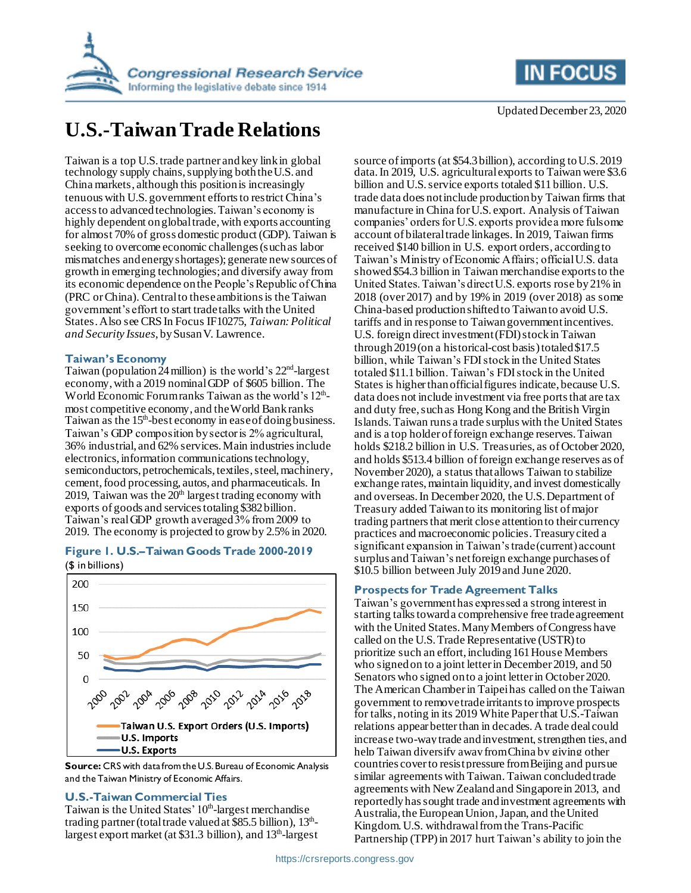Updated December 23, 2020

# U.S.-Taiwan Trade Relations

Taiwan is a top U.S. trade partner and key link in global technology supply chains, supplying both the U.S. and China markets, although this position is increasingly tenuous with U.S. government efforts to restrict China's access to advanced technologies. Taiwan's economy is highly dependent on global trade, with exports accounting for almost 70% of gross domestic product (GDP). Taiwan is seeking to overcome economic challenges (such as labor mismatches and energy shortages); generate new sources of growth in emerging technologies; and diversify away from its economic dependence on the People's Republic of China (PRC or China). Central to these ambitions is the Taiwan government's effort to start trade talks with the United States. Also see CRS In Focus IF10275, *Taiwan: Political and Security Issues*, by Susan V. Lawrence.

## Taiwan's Economy

Taiwan (population 24 million) is the world's 22nd-largest economy, with a 2019 nominal GDP of $605 billion. The World Economic Forum ranks Taiwan as the world's 12th-most competitive economy, and the World Bank ranks Taiwan as the 15th-best economy in ease of doing business. Taiwan's GDP composition by sector is 2% agricultural, 36% industrial, and 62% services. Main industries include electronics, information communications technology, semiconductors, petrochemicals, textiles, steel, machinery, cement, food processing, autos, and pharmaceuticals. In 2019, Taiwan was the 20th largest trading economy with exports of goods and services totaling $382 billion. Taiwan's real GDP growth averaged 3% from 2009 to 2019. The economy is projected to grow by 2.5% in 2020.

**Figure 1. U.S.–Taiwan Goods Trade 2000-2019**
($ in billions)

**Source:** CRS with data from the U.S. Bureau of Economic Analysis and the Taiwan Ministry of Economic Affairs.

## U.S.-Taiwan Commercial Ties

Taiwan is the United States' 10th-largest merchandise trading partner (total trade valued at $85.5 billion), 13th-largest export market (at $31.3 billion), and 13th-largest source of imports (at $54.3 billion), according to U.S. 2019 data. In 2019, U.S. agricultural exports to Taiwan were $3.6 billion and U.S. service exports totaled $11 billion. U.S. trade data does not include production by Taiwan firms that manufacture in China for U.S. export. Analysis of Taiwan companies' orders for U.S. exports provide a more fulsome account of bilateral trade linkages. In 2019, Taiwan firms received $140 billion in U.S. export orders, according to Taiwan's Ministry of Economic Affairs; official U.S. data showed $54.3 billion in Taiwan merchandise exports to the United States. Taiwan's direct U.S. exports rose by 21% in 2018 (over 2017) and by 19% in 2019 (over 2018) as some China-based production shifted to Taiwan to avoid U.S. tariffs and in response to Taiwan government incentives. U.S. foreign direct investment (FDI) stock in Taiwan through 2019 (on a historical-cost basis) totaled $17.5 billion, while Taiwan's FDI stock in the United States totaled $11.1 billion. Taiwan's FDI stock in the United States is higher than official figures indicate, because U.S. data does not include investment via free ports that are tax and duty free, such as Hong Kong and the British Virgin Islands. Taiwan runs a trade surplus with the United States and is a top holder of foreign exchange reserves. Taiwan holds $218.2 billion in U.S. Treasuries, as of October 2020, and holds $513.4 billion of foreign exchange reserves as of November 2020), a status that allows Taiwan to stabilize exchange rates, maintain liquidity, and invest domestically and overseas. In December 2020, the U.S. Department of Treasury added Taiwan to its monitoring list of major trading partners that merit close attention to their currency practices and macroeconomic policies. Treasury cited a significant expansion in Taiwan's trade (current) account surplus and Taiwan's net foreign exchange purchases of $10.5 billion between July 2019 and June 2020.

## Prospects for Trade Agreement Talks

Taiwan's government has expressed a strong interest in starting talks toward a comprehensive free trade agreement with the United States. Many Members of Congress have called on the U.S. Trade Representative (USTR) to prioritize such an effort, including 161 House Members who signed on to a joint letter in December 2019, and 50 Senators who signed on to a joint letter in October 2020. The American Chamber in Taipei has called on the Taiwan government to remove trade irritants to improve prospects for talks, noting in its 2019 White Paper that U.S.-Taiwan relations appear better than in decades. A trade deal could increase two-way trade and investment, strengthen ties, and help Taiwan diversify away from China by giving other countries cover to resist pressure from Beijing and pursue similar agreements with Taiwan. Taiwan concluded trade agreements with New Zealand and Singapore in 2013, and reportedly has sought trade and investment agreements with Australia, the European Union, Japan, and the United Kingdom. U.S. withdrawal from the Trans-Pacific Partnership (TPP) in 2017 hurt Taiwan's ability to join the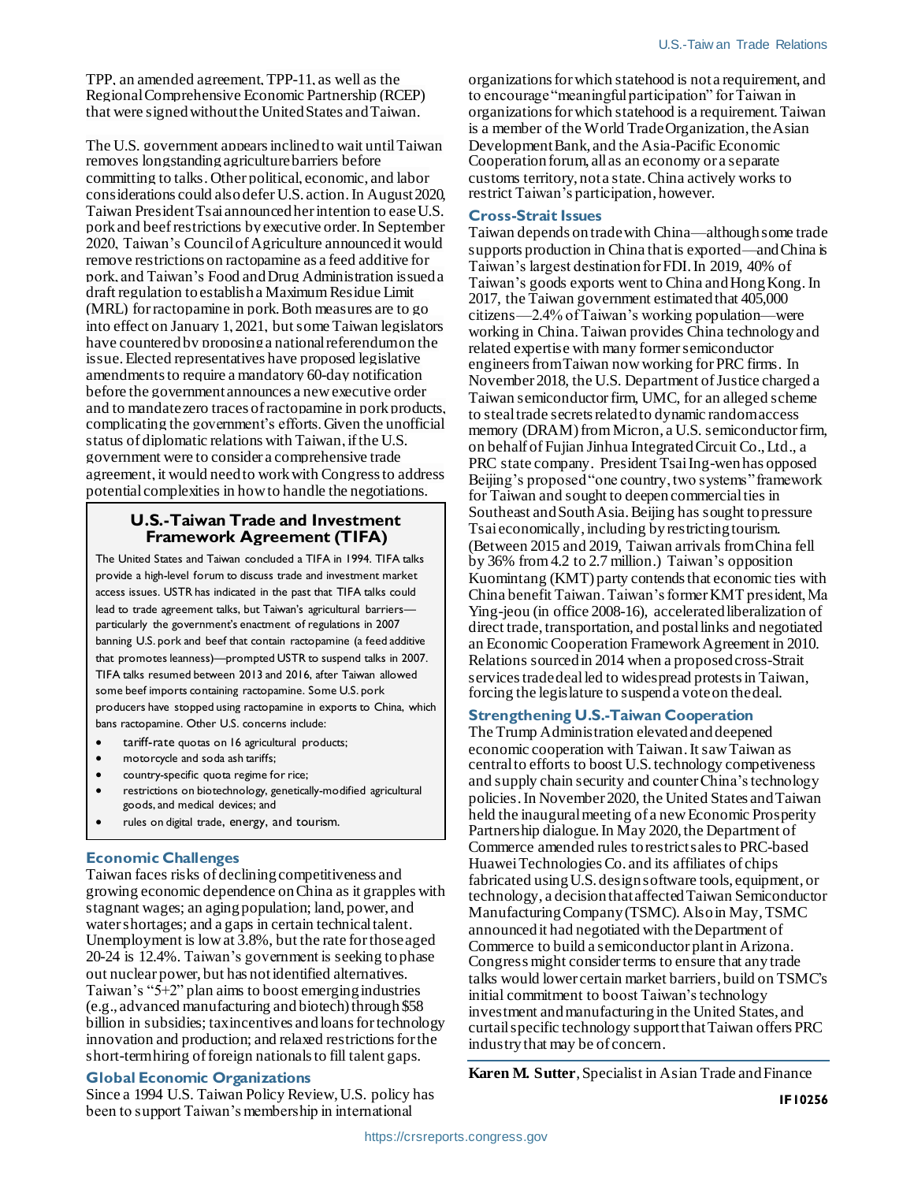TPP, an amended agreement, TPP-11, as well as the Regional Comprehensive Economic Partnership (RCEP) that were signed without the United States and Taiwan.

The U.S. government appears inclined to wait until Taiwan removes longstanding agriculture barriers before committing to talks. Other political, economic, and labor considerations could also defer U.S. action. In August 2020, Taiwan President Tsai announced her intention to ease U.S. pork and beef restrictions by executive order. In September 2020, Taiwan's Council of Agriculture announced it would remove restrictions on ractopamine as a feed additive for pork, and Taiwan's Food and Drug Administration issued a draft regulation to establish a Maximum Residue Limit (MRL) for ractopamine in pork. Both measures are to go into effect on January 1, 2021, but some Taiwan legislators have countered by proposing a national referendum on the issue. Elected representatives have proposed legislative amendments to require a mandatory 60-day notification before the government announces a new executive order and to mandate zero traces of ractopamine in pork products, complicating the government's efforts. Given the unofficial status of diplomatic relations with Taiwan, if the U.S. government were to consider a comprehensive trade agreement, it would need to work with Congress to address potential complexities in how to handle the negotiations.

### U.S.-Taiwan Trade and Investment Framework Agreement (TIFA)

The United States and Taiwan concluded a TIFA in 1994. TIFA talks provide a high-level forum to discuss trade and investment market access issues. USTR has indicated in the past that TIFA talks could lead to trade agreement talks, but Taiwan's agricultural barriers—particularly the government's enactment of regulations in 2007 banning U.S. pork and beef that contain ractopamine (a feed additive that promotes leanness)—prompted USTR to suspend talks in 2007. TIFA talks resumed between 2013 and 2016, after Taiwan allowed some beef imports containing ractopamine. Some U.S. pork producers have stopped using ractopamine in exports to China, which bans ractopamine. Other U.S. concerns include:

- tariff-rate quotas on 16 agricultural products;
- motorcycle and soda ash tariffs;
- country-specific quota regime for rice;
- restrictions on biotechnology, genetically-modified agricultural goods, and medical devices; and
- rules on digital trade, energy, and tourism.

## Economic Challenges

Taiwan faces risks of declining competitiveness and growing economic dependence on China as it grapples with stagnant wages; an aging population; land, power, and water shortages; and a gaps in certain technical talent. Unemployment is low at 3.8%, but the rate for those aged 20-24 is 12.4%. Taiwan's government is seeking to phase out nuclear power, but has not identified alternatives. Taiwan's "5+2" plan aims to boost emerging industries (e.g., advanced manufacturing and biotech) through $58 billion in subsidies; tax incentives and loans for technology innovation and production; and relaxed restrictions for the short-term hiring of foreign nationals to fill talent gaps.

## Global Economic Organizations

Since a 1994 U.S. Taiwan Policy Review, U.S. policy has been to support Taiwan's membership in international organizations for which statehood is not a requirement, and to encourage "meaningful participation" for Taiwan in organizations for which statehood is a requirement. Taiwan is a member of the World Trade Organization, the Asian Development Bank, and the Asia-Pacific Economic Cooperation forum, all as an economy or a separate customs territory, not a state. China actively works to restrict Taiwan's participation, however.

## Cross-Strait Issues

Taiwan depends on trade with China—although some trade supports production in China that is exported—and China is Taiwan's largest destination for FDI. In 2019, 40% of Taiwan's goods exports went to China and Hong Kong. In 2017, the Taiwan government estimated that 405,000 citizens—2.4% of Taiwan's working population—were working in China. Taiwan provides China technology and related expertise with many former semiconductor engineers from Taiwan now working for PRC firms. In November 2018, the U.S. Department of Justice charged a Taiwan semiconductor firm, UMC, for an alleged scheme to steal trade secrets related to dynamic random access memory (DRAM) from Micron, a U.S. semiconductor firm, on behalf of Fujian Jinhua Integrated Circuit Co., Ltd., a PRC state company. President Tsai Ing-wen has opposed Beijing's proposed "one country, two systems" framework for Taiwan and sought to deepen commercial ties in Southeast and South Asia. Beijing has sought to pressure Tsai economically, including by restricting tourism. (Between 2015 and 2019, Taiwan arrivals from China fell by 36% from 4.2 to 2.7 million.) Taiwan's opposition Kuomintang (KMT) party contends that economic ties with China benefit Taiwan. Taiwan's former KMT president, Ma Ying-jeou (in office 2008-16), accelerated liberalization of direct trade, transportation, and postal links and negotiated an Economic Cooperation Framework Agreement in 2010. Relations soured in 2014 when a proposed cross-Strait services trade deal led to widespread protests in Taiwan, forcing the legislature to suspend a vote on the deal.

## Strengthening U.S.-Taiwan Cooperation

The Trump Administration elevated and deepened economic cooperation with Taiwan. It saw Taiwan as central to efforts to boost U.S. technology competiveness and supply chain security and counter China's technology policies. In November 2020, the United States and Taiwan held the inaugural meeting of a new Economic Prosperity Partnership dialogue. In May 2020, the Department of Commerce amended rules to restrict sales to PRC-based Huawei Technologies Co. and its affiliates of chips fabricated using U.S. design software tools, equipment, or technology, a decision that affected Taiwan Semiconductor Manufacturing Company (TSMC). Also in May, TSMC announced it had negotiated with the Department of Commerce to build a semiconductor plant in Arizona. Congress might consider terms to ensure that any trade talks would lower certain market barriers, build on TSMC's initial commitment to boost Taiwan's technology investment and manufacturing in the United States, and curtail specific technology support that Taiwan offers PRC industry that may be of concern.

**Karen M. Sutter**, Specialist in Asian Trade and Finance

IF10256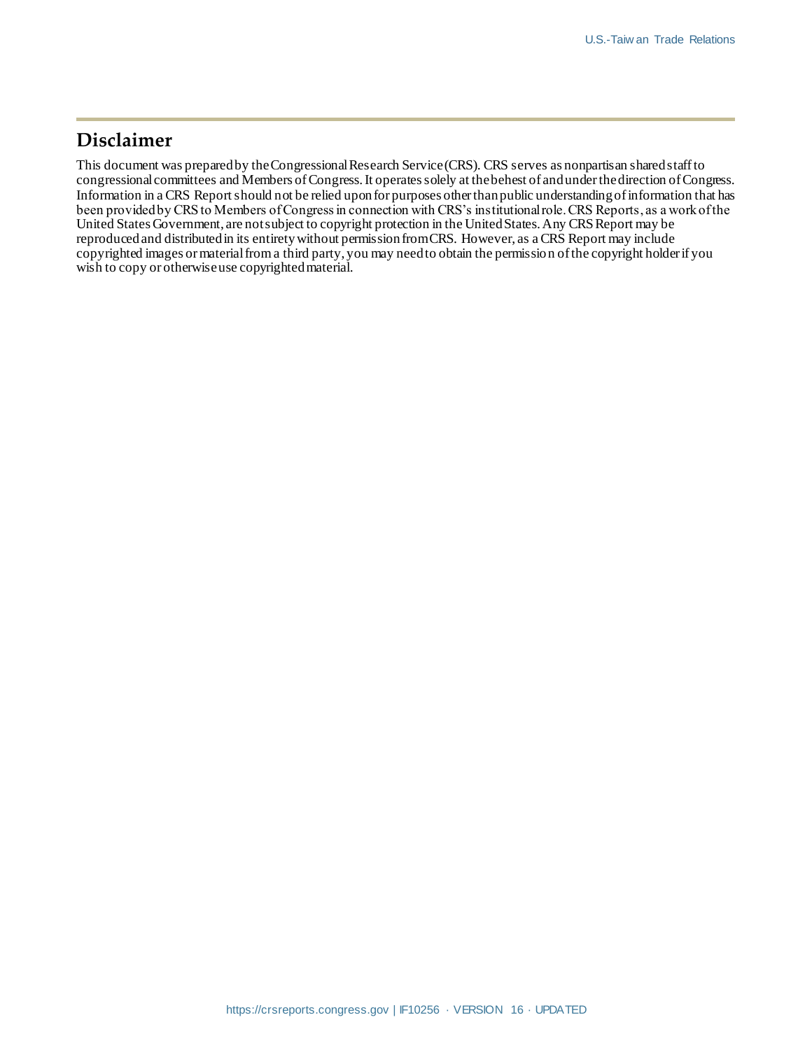## Disclaimer

This document was prepared by the Congressional Research Service (CRS). CRS serves as nonpartisan shared staff to congressional committees and Members of Congress. It operates solely at the behest of and under the direction of Congress. Information in a CRS Report should not be relied upon for purposes other than public understanding of information that has been provided by CRS to Members of Congress in connection with CRS's institutional role. CRS Reports, as a work of the United States Government, are not subject to copyright protection in the United States. Any CRS Report may be reproduced and distributed in its entirety without permission from CRS. However, as a CRS Report may include copyrighted images or material from a third party, you may need to obtain the permission of the copyright holder if you wish to copy or otherwise use copyrighted material.